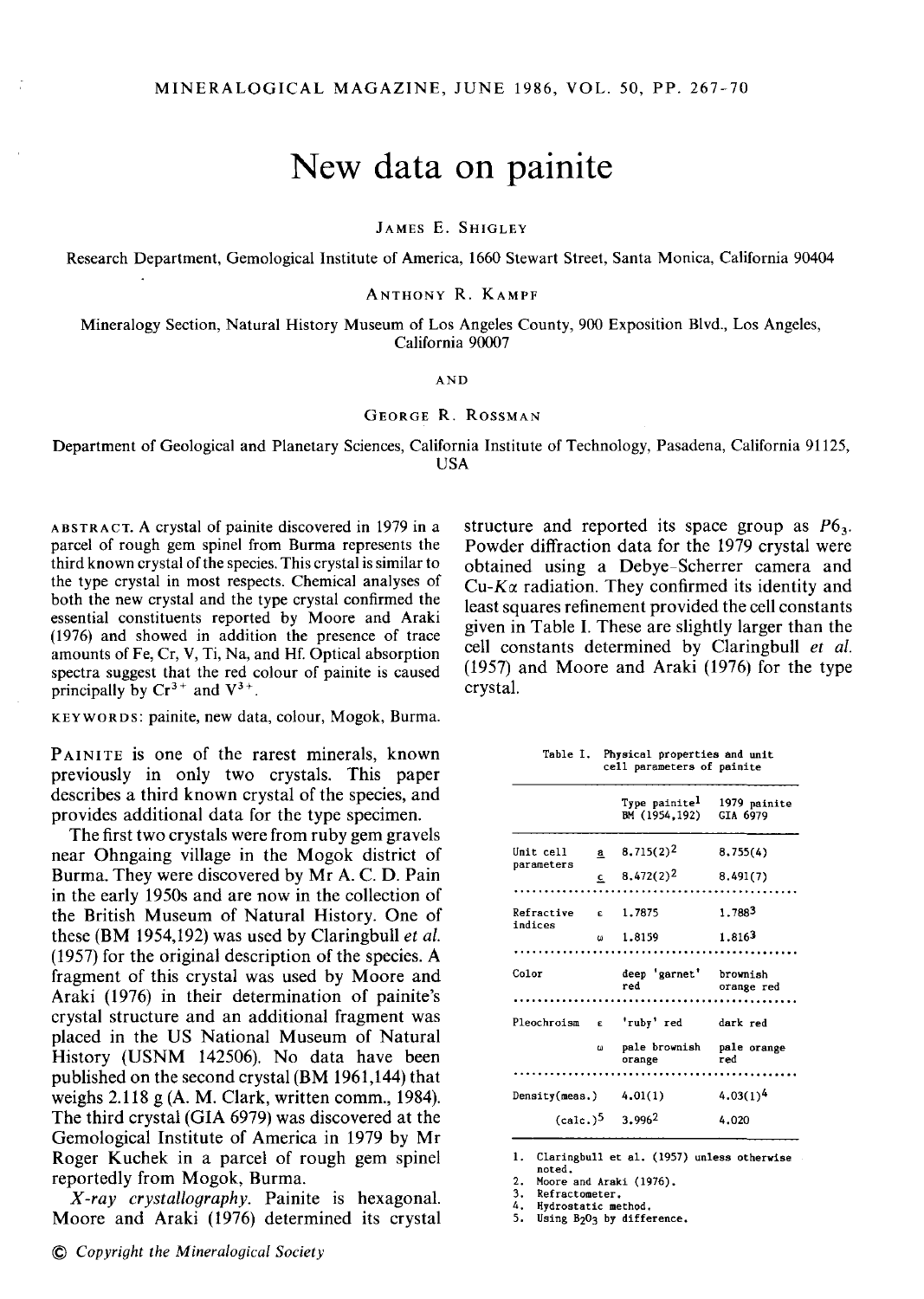# New data on painite

JAMES E. SHIGLEY

Research Department, Gemological Institute of America, 1660 Stewart Street, Santa Monica, California 90404

ANTHONY R. KAMPF

Mineralogy Section, Natural History Museum of Los Angeles County, 900 Exposition Blvd., Los Angeles, California 90007

AND

GEORGE R. ROSSMAN

Department of Geological and Planetary Sciences, California Institute of Technology, Pasadena, California 91125, USA

ABSTRACT. A crystal of painite discovered in 1979 in a parcel of rough gem spinel from Burma represents the third known crystal of the species. This crystal is similar to the type crystal in most respects. Chemical analyses of both the new crystal and the type crystal confirmed the essential constituents reported by Moore and Araki (1976) and showed in addition the presence of trace amounts of Fe, Cr, V, Ti, Na, and Hf. Optical absorption spectra suggest that the red colour of painite is caused principally by $Cr^{3+}$ and $V^{3+}$.

KEYWORDS: painite, new data, colour, Mogok, Burma.

PAINITE is one of the rarest minerals, known previously in only two crystals. This paper describes a third known crystal of the species, and provides additional data for the type specimen.

The first two crystals were from ruby gem gravels near Ohngaing village in the Mogok district of Burma. They were discovered by Mr A. C. D. Pain in the early 1950s and are now in the collection of the British Museum of Natural History. One of these (BM 1954,192) was used by Claringbull *et al.* (1957) for the original description of the species. A fragment of this crystal was used by Moore and Araki (1976) in their determination of painite's crystal structure and an additional fragment was placed in the US National Museum of Natural History (USNM 142506). No data have been published on the second crystal (BM 1961,144) that weighs 2.118 g (A. M. Clark, written comm., 1984). The third crystal (GIA 6979) was discovered at the Gemological Institute of America in 1979 by Mr Roger Kuchek in a parcel of rough gem spinel reportedly from Mogok, Burma.

*X-ray crystallography.* Painite is hexagonal. Moore and Araki (1976) determined its crystal structure and reported its space group as $P6_3$. Powder diffraction data for the 1979 crystal were obtained using a Debye–Scherrer camera and Cu-$K\alpha$ radiation. They confirmed its identity and least squares refinement provided the cell constants given in Table I. These are slightly larger than the cell constants determined by Claringbull *et al.* (1957) and Moore and Araki (1976) for the type crystal.

Table I. Physical properties and unit cell parameters of painite

| | | Type painite[1] BM (1954,192) | 1979 painite GIA 6979 |
|---|---|---|---|
| Unit cell parameters | $a$ | 8.715(2)[2] | 8.755(4) |
| | $c$ | 8.472(2)[2] | 8.491(7) |
| Refractive indices | $\epsilon$ | 1.7875 | 1.788[3] |
| | $\omega$ | 1.8159 | 1.816[3] |
| Color | | deep 'garnet' red | brownish orange red |
| Pleochroism | $\epsilon$ | 'ruby' red | dark red |
| | $\omega$ | pale brownish orange | pale orange red |
| Density(meas.) | | 4.01(1) | 4.03(1)[4] |
| (calc.)[5] | | 3.996[2] | 4.020 |

1. Claringbull et al. (1957) unless otherwise noted.
2. Moore and Araki (1976).
3. Refractometer.
4. Hydrostatic method.
5. Using $B_2O_3$ by difference.

© Copyright the Mineralogical Society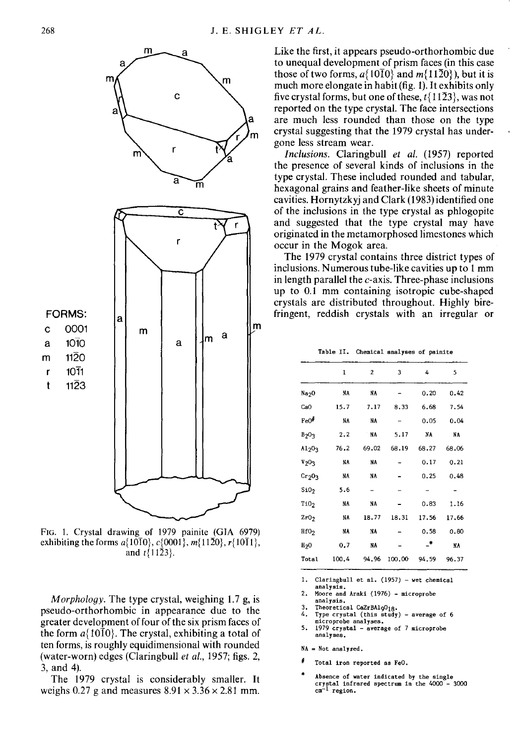FORMS:

c 0001
a $10\bar{1}0$
m $11\bar{2}0$
r $10\bar{1}1$
t $11\bar{2}3$

FIG. 1. Crystal drawing of 1979 painite (GIA 6979) exhibiting the forms $a\{10\bar{1}0\}$, $c\{0001\}$, $m\{11\bar{2}0\}$, $r\{10\bar{1}1\}$, and $t\{11\bar{2}3\}$.

*Morphology.* The type crystal, weighing 1.7 g, is pseudo-orthorhombic in appearance due to the greater development of four of the six prism faces of the form $a\{10\bar{1}0\}$. The crystal, exhibiting a total of ten forms, is roughly equidimensional with rounded (water-worn) edges (Claringbull *et al.*, 1957; figs. 2, 3, and 4).

The 1979 crystal is considerably smaller. It weighs 0.27 g and measures 8.91 × 3.36 × 2.81 mm. Like the first, it appears pseudo-orthorhombic due to unequal development of prism faces (in this case those of two forms, $a\{10\bar{1}0\}$ and $m\{11\bar{2}0\}$), but it is much more elongate in habit (fig. 1). It exhibits only five crystal forms, but one of these, $t\{11\bar{2}3\}$, was not reported on the type crystal. The face intersections are much less rounded than those on the type crystal suggesting that the 1979 crystal has undergone less stream wear.

*Inclusions.* Claringbull *et al.* (1957) reported the presence of several kinds of inclusions in the type crystal. These included rounded and tabular, hexagonal grains and feather-like sheets of minute cavities. Hornytzkyj and Clark (1983) identified one of the inclusions in the type crystal as phlogopite and suggested that the type crystal may have originated in the metamorphosed limestones which occur in the Mogok area.

The 1979 crystal contains three district types of inclusions. Numerous tube-like cavities up to 1 mm in length parallel the *c*-axis. Three-phase inclusions up to 0.1 mm containing isotropic cube-shaped crystals are distributed throughout. Highly birefringent, reddish crystals with an irregular or

Table II. Chemical analyses of painite

| | 1 | 2 | 3 | 4 | 5 |
|---|---|---|---|---|---|
| $Na_2O$ | NA | NA | - | 0.20 | 0.42 |
| CaO | 15.7 | 7.17 | 8.33 | 6.68 | 7.54 |
| FeO# | NA | NA | - | 0.05 | 0.04 |
| $B_2O_3$ | 2.2 | NA | 5.17 | NA | NA |
| $Al_2O_3$ | 76.2 | 69.02 | 68.19 | 68.27 | 68.06 |
| $V_2O_3$ | NA | NA | - | 0.17 | 0.21 |
| $Cr_2O_3$ | NA | NA | - | 0.25 | 0.48 |
| $SiO_2$ | 5.6 | - | - | - | - |
| $TiO_2$ | NA | NA | - | 0.83 | 1.16 |
| $ZrO_2$ | NA | 18.77 | 18.31 | 17.56 | 17.66 |
| $HfO_2$ | NA | NA | - | 0.58 | 0.80 |
| $H_2O$ | 0.7 | NA | - | -* | NA |
| Total | 100.4 | 94.96 | 100.00 | 94.59 | 96.37 |

1. Claringbull et al. (1957) - wet chemical analysis.
2. Moore and Araki (1976) - microprobe analysis.
3. Theoretical $CaZrBAl_9O_{18}$.
4. Type crystal (this study) - average of 6 microprobe analyses.
5. 1979 crystal - average of 7 microprobe analyses.

NA = Not analyzed.

# Total iron reported as FeO.

* Absence of water indicated by the single crystal infrared spectrum in the 4000 - 3000 $cm^{-1}$ region.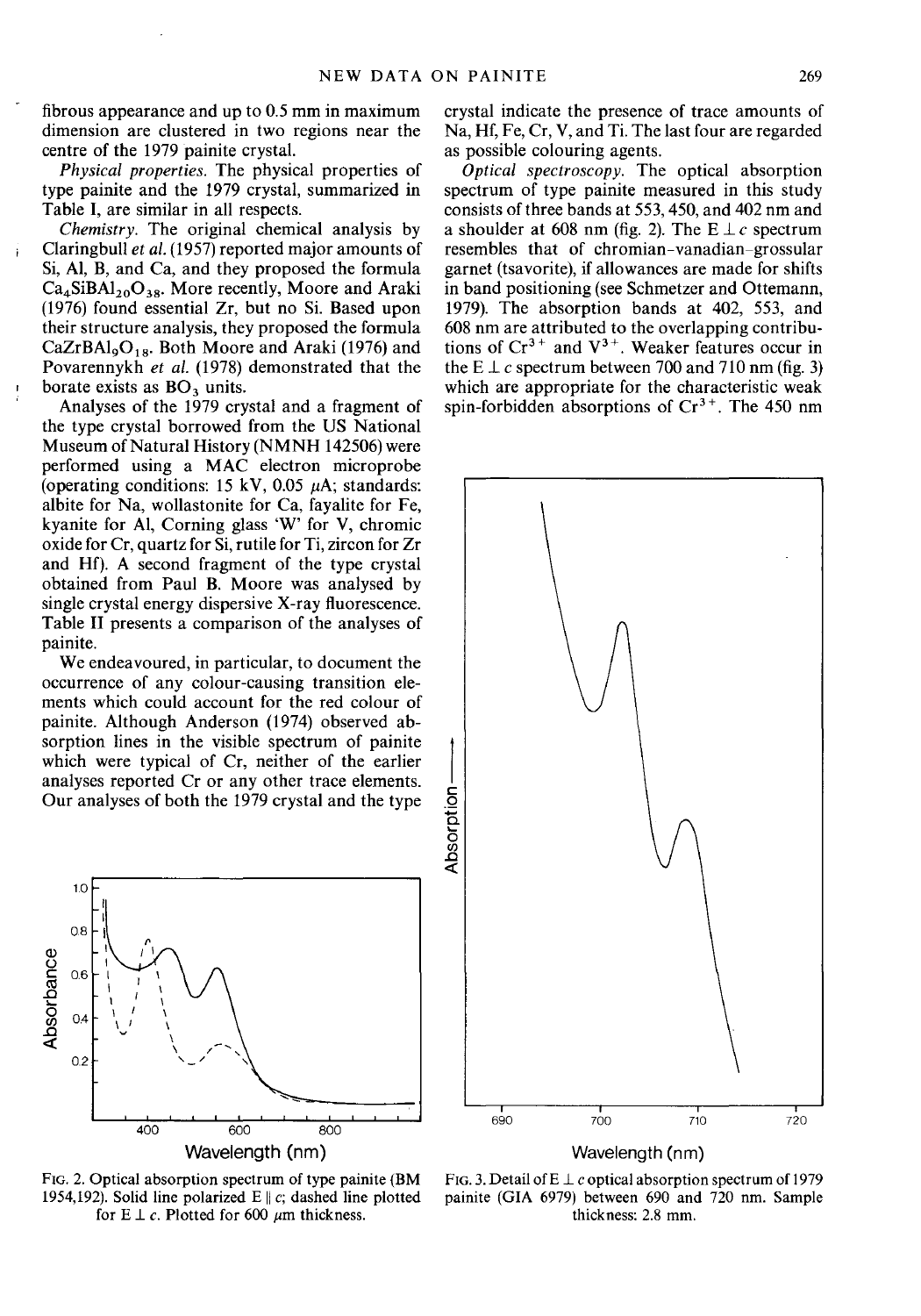fibrous appearance and up to 0.5 mm in maximum dimension are clustered in two regions near the centre of the 1979 painite crystal.

*Physical properties.* The physical properties of type painite and the 1979 crystal, summarized in Table I, are similar in all respects.

*Chemistry.* The original chemical analysis by Claringbull *et al.* (1957) reported major amounts of Si, Al, B, and Ca, and they proposed the formula $Ca_4SiBAl_{20}O_{38}$. More recently, Moore and Araki (1976) found essential Zr, but no Si. Based upon their structure analysis, they proposed the formula $CaZrBAl_9O_{18}$. Both Moore and Araki (1976) and Povarennykh *et al.* (1978) demonstrated that the borate exists as $BO_3$ units.

Analyses of the 1979 crystal and a fragment of the type crystal borrowed from the US National Museum of Natural History (NMNH 142506) were performed using a MAC electron microprobe (operating conditions: 15 kV, 0.05 $\mu$A; standards: albite for Na, wollastonite for Ca, fayalite for Fe, kyanite for Al, Corning glass 'W' for V, chromic oxide for Cr, quartz for Si, rutile for Ti, zircon for Zr and Hf). A second fragment of the type crystal obtained from Paul B. Moore was analysed by single crystal energy dispersive X-ray fluorescence. Table II presents a comparison of the analyses of painite.

We endeavoured, in particular, to document the occurrence of any colour-causing transition elements which could account for the red colour of painite. Although Anderson (1974) observed absorption lines in the visible spectrum of painite which were typical of Cr, neither of the earlier analyses reported Cr or any other trace elements. Our analyses of both the 1979 crystal and the type crystal indicate the presence of trace amounts of Na, Hf, Fe, Cr, V, and Ti. The last four are regarded as possible colouring agents.

*Optical spectroscopy.* The optical absorption spectrum of type painite measured in this study consists of three bands at 553, 450, and 402 nm and a shoulder at 608 nm (fig. 2). The E $\perp$ $c$ spectrum resembles that of chromian-vanadian-grossular garnet (tsavorite), if allowances are made for shifts in band positioning (see Schmetzer and Ottemann, 1979). The absorption bands at 402, 553, and 608 nm are attributed to the overlapping contributions of $Cr^{3+}$ and $V^{3+}$. Weaker features occur in the E $\perp$ $c$ spectrum between 700 and 710 nm (fig. 3) which are appropriate for the characteristic weak spin-forbidden absorptions of $Cr^{3+}$. The 450 nm

FIG. 2. Optical absorption spectrum of type painite (BM 1954,192). Solid line polarized E $\parallel$ $c$; dashed line plotted for E $\perp$ $c$. Plotted for 600 $\mu$m thickness.

FIG. 3. Detail of E $\perp$ $c$ optical absorption spectrum of 1979 painite (GIA 6979) between 690 and 720 nm. Sample thickness: 2.8 mm.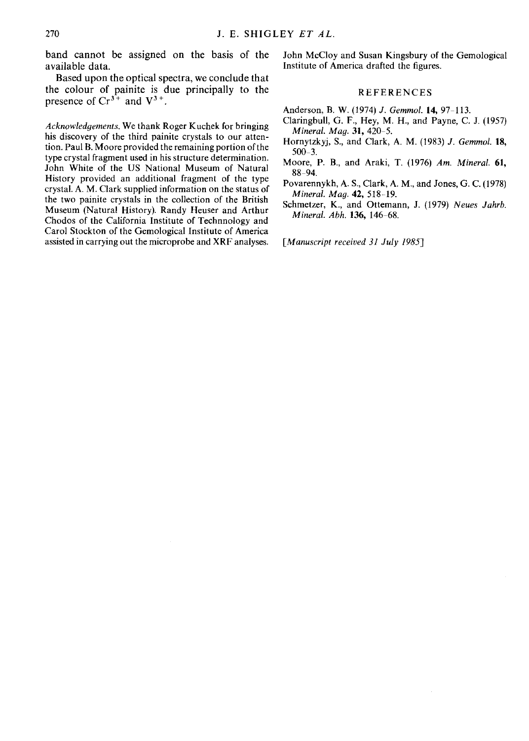band cannot be assigned on the basis of the available data.

Based upon the optical spectra, we conclude that the colour of painite is due principally to the presence of $Cr^{3+}$ and $V^{3+}$.

*Acknowledgements.* We thank Roger Kuchek for bringing his discovery of the third painite crystals to our attention. Paul B. Moore provided the remaining portion of the type crystal fragment used in his structure determination. John White of the US National Museum of Natural History provided an additional fragment of the type crystal. A. M. Clark supplied information on the status of the two painite crystals in the collection of the British Museum (Natural History). Randy Heuser and Arthur Chodos of the California Institute of Technnology and Carol Stockton of the Gemological Institute of America assisted in carrying out the microprobe and XRF analyses. John McCloy and Susan Kingsbury of the Gemological Institute of America drafted the figures.

## REFERENCES

Anderson, B. W. (1974) *J. Gemmol.* **14,** 97–113.

Claringbull, G. F., Hey, M. H., and Payne, C. J. (1957) *Mineral. Mag.* **31,** 420–5.

Hornytzkyj, S., and Clark, A. M. (1983) *J. Gemmol.* **18,** 500–3.

Moore, P. B., and Araki, T. (1976) *Am. Mineral.* **61,** 88–94.

Povarennykh, A. S., Clark, A. M., and Jones, G. C. (1978) *Mineral. Mag.* **42,** 518–19.

Schmetzer, K., and Ottemann, J. (1979) *Neues Jahrb. Mineral. Abh.* **136,** 146–68.

[*Manuscript received 31 July 1985*]